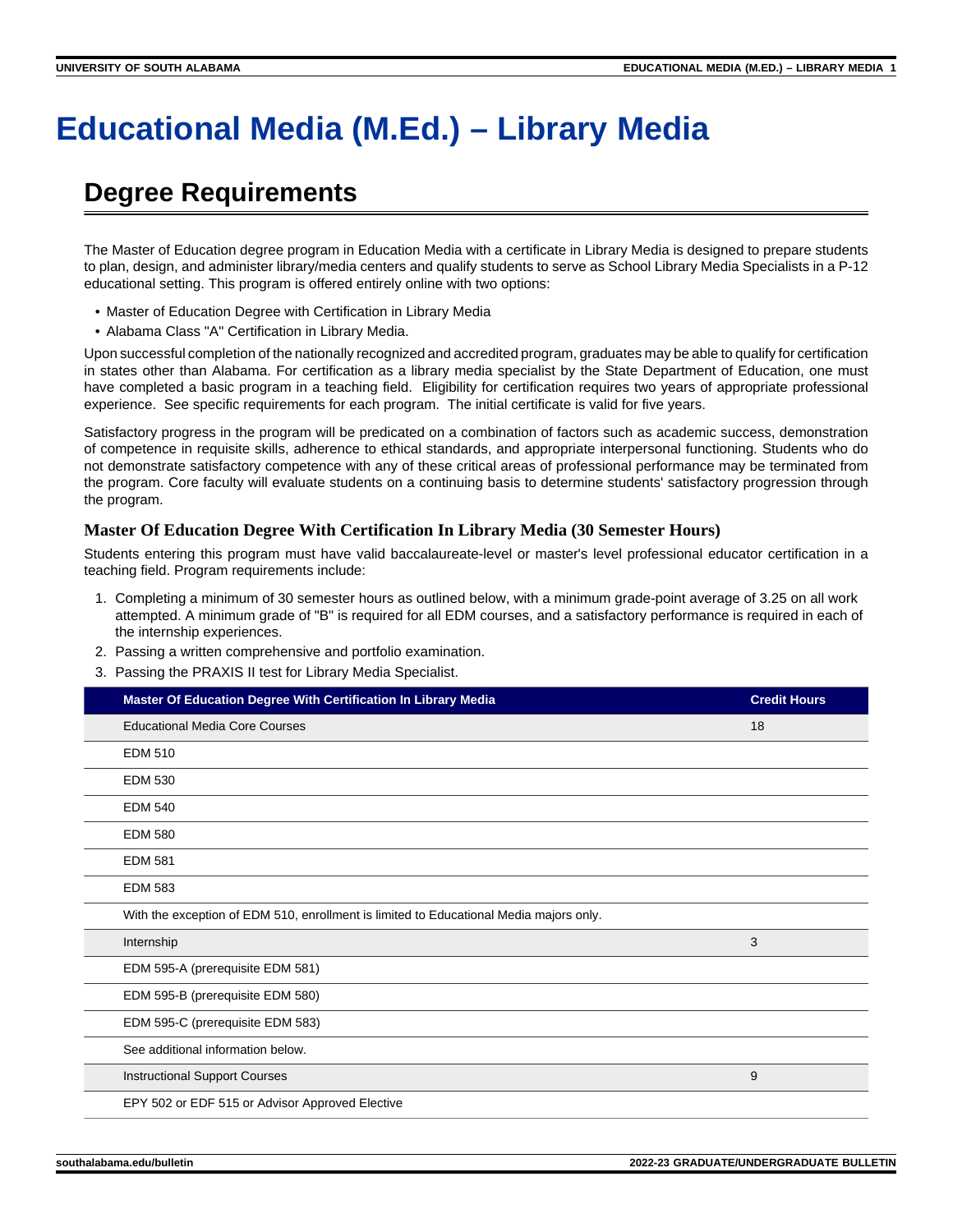# Educational Media (M.Ed.) – Library Media

## Degree Requirements

The Master of Education degree program in Education Media with a certificate in Library Media is designed to prepare students to plan, design, and administer library/media centers and qualify students to serve as School Library Media Specialists in a P-12 educational setting. This program is offered entirely online with two options:

- Master of Education Degree with Certification in Library Media
- Alabama Class "A" Certification in Library Media.

Upon successful completion of the nationally recognized and accredited program, graduates may be able to qualify for certification in states other than Alabama. For certification as a library media specialist by the State Department of Education, one must have completed a basic program in a teaching field. Eligibility for certification requires two years of appropriate professional experience. See specific requirements for each program. The initial certificate is valid for five years.

Satisfactory progress in the program will be predicated on a combination of factors such as academic success, demonstration of competence in requisite skills, adherence to ethical standards, and appropriate interpersonal functioning. Students who do not demonstrate satisfactory competence with any of these critical areas of professional performance may be terminated from the program. Core faculty will evaluate students on a continuing basis to determine students' satisfactory progression through the program.

### Master Of Education Degree With Certification In Library Media (30 Semester Hours)

Students entering this program must have valid baccalaureate-level or master's level professional educator certification in a teaching field. Program requirements include:

1. Completing a minimum of 30 semester hours as outlined below, with a minimum grade-point average of 3.25 on all work attempted. A minimum grade of "B" is required for all EDM courses, and a satisfactory performance is required in each of the internship experiences.
2. Passing a written comprehensive and portfolio examination.
3. Passing the PRAXIS II test for Library Media Specialist.

| Master Of Education Degree With Certification In Library Media | Credit Hours |
|---|---|
| Educational Media Core Courses | 18 |
| EDM 510 | |
| EDM 530 | |
| EDM 540 | |
| EDM 580 | |
| EDM 581 | |
| EDM 583 | |
| With the exception of EDM 510, enrollment is limited to Educational Media majors only. | |
| Internship | 3 |
| EDM 595-A (prerequisite EDM 581) | |
| EDM 595-B (prerequisite EDM 580) | |
| EDM 595-C (prerequisite EDM 583) | |
| See additional information below. | |
| Instructional Support Courses | 9 |
| EPY 502 or EDF 515 or Advisor Approved Elective | |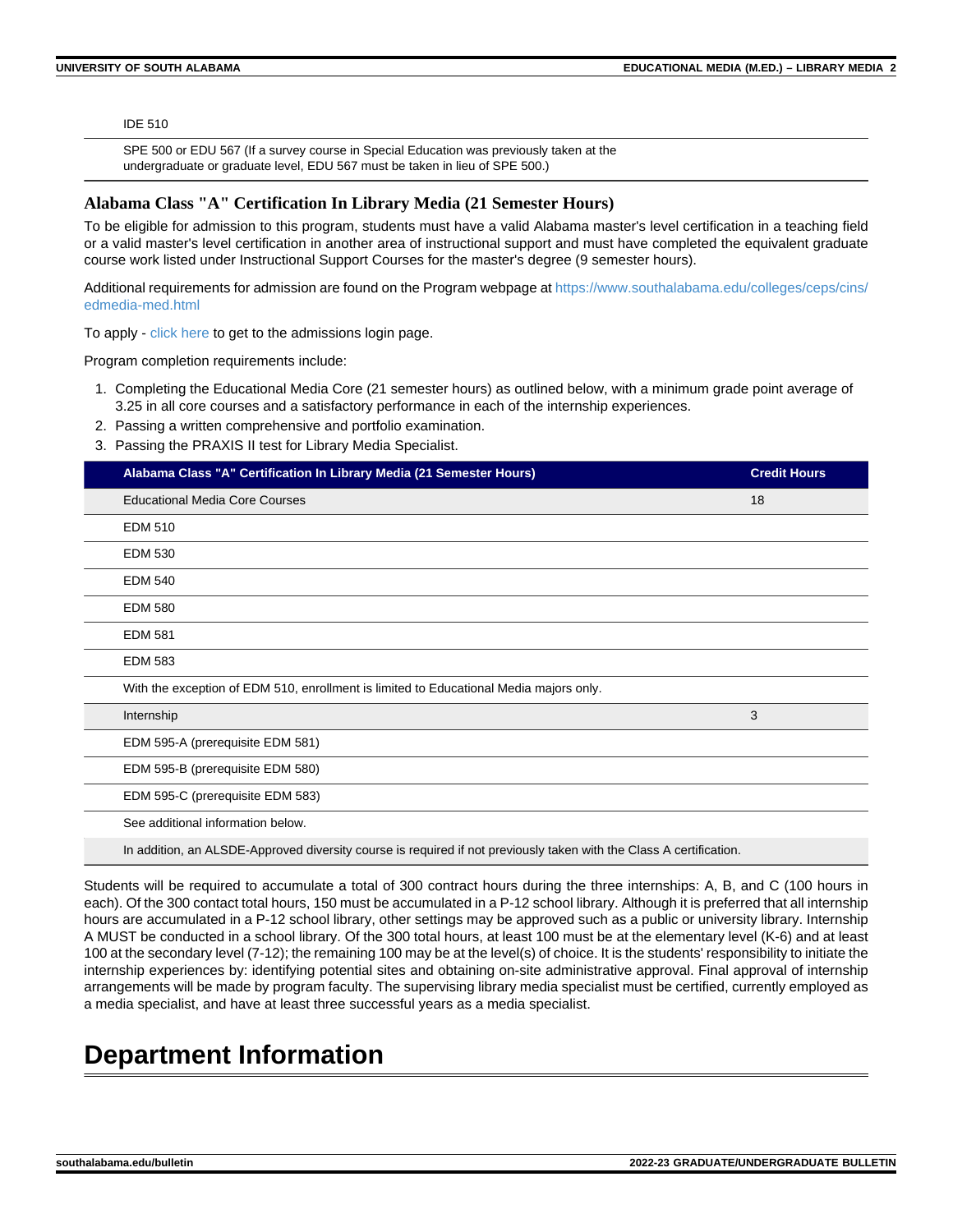| | |
|---|---|
| IDE 510 | |
| SPE 500 or EDU 567 (If a survey course in Special Education was previously taken at the undergraduate or graduate level, EDU 567 must be taken in lieu of SPE 500.) | |

## Alabama Class "A" Certification In Library Media (21 Semester Hours)

To be eligible for admission to this program, students must have a valid Alabama master's level certification in a teaching field or a valid master's level certification in another area of instructional support and must have completed the equivalent graduate course work listed under Instructional Support Courses for the master's degree (9 semester hours).

Additional requirements for admission are found on the Program webpage at https://www.southalabama.edu/colleges/ceps/cins/edmedia-med.html

To apply - click here to get to the admissions login page.

Program completion requirements include:

1. Completing the Educational Media Core (21 semester hours) as outlined below, with a minimum grade point average of 3.25 in all core courses and a satisfactory performance in each of the internship experiences.
2. Passing a written comprehensive and portfolio examination.
3. Passing the PRAXIS II test for Library Media Specialist.

| Alabama Class "A" Certification In Library Media (21 Semester Hours) | Credit Hours |
|---|---|
| Educational Media Core Courses | 18 |
| EDM 510 | |
| EDM 530 | |
| EDM 540 | |
| EDM 580 | |
| EDM 581 | |
| EDM 583 | |
| With the exception of EDM 510, enrollment is limited to Educational Media majors only. | |
| Internship | 3 |
| EDM 595-A (prerequisite EDM 581) | |
| EDM 595-B (prerequisite EDM 580) | |
| EDM 595-C (prerequisite EDM 583) | |
| See additional information below. | |
| In addition, an ALSDE-Approved diversity course is required if not previously taken with the Class A certification. | |

Students will be required to accumulate a total of 300 contract hours during the three internships: A, B, and C (100 hours in each). Of the 300 contact total hours, 150 must be accumulated in a P-12 school library. Although it is preferred that all internship hours are accumulated in a P-12 school library, other settings may be approved such as a public or university library. Internship A MUST be conducted in a school library. Of the 300 total hours, at least 100 must be at the elementary level (K-6) and at least 100 at the secondary level (7-12); the remaining 100 may be at the level(s) of choice. It is the students' responsibility to initiate the internship experiences by: identifying potential sites and obtaining on-site administrative approval. Final approval of internship arrangements will be made by program faculty. The supervising library media specialist must be certified, currently employed as a media specialist, and have at least three successful years as a media specialist.

# Department Information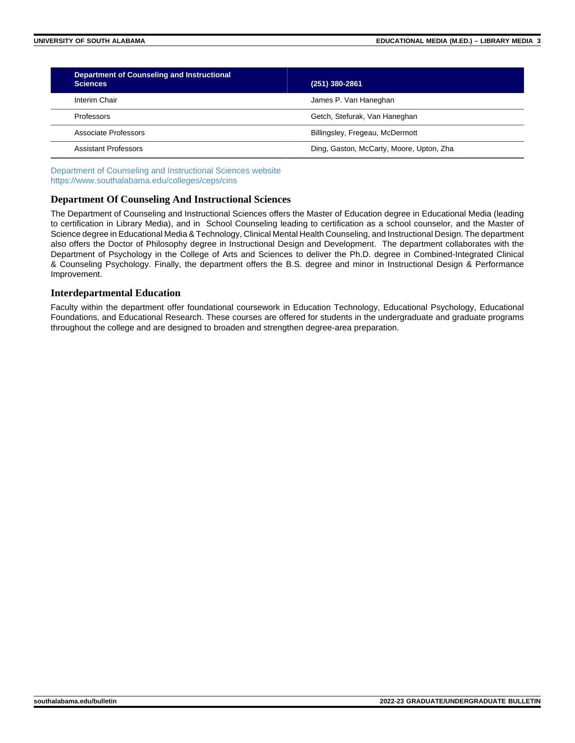| Department of Counseling and Instructional Sciences | (251) 380-2861 |
| --- | --- |
| Interim Chair | James P. Van Haneghan |
| Professors | Getch, Stefurak, Van Haneghan |
| Associate Professors | Billingsley, Fregeau, McDermott |
| Assistant Professors | Ding, Gaston, McCarty, Moore, Upton, Zha |

Department of Counseling and Instructional Sciences website
https://www.southalabama.edu/colleges/ceps/cins

## Department Of Counseling And Instructional Sciences

The Department of Counseling and Instructional Sciences offers the Master of Education degree in Educational Media (leading to certification in Library Media), and in School Counseling leading to certification as a school counselor, and the Master of Science degree in Educational Media & Technology, Clinical Mental Health Counseling, and Instructional Design. The department also offers the Doctor of Philosophy degree in Instructional Design and Development. The department collaborates with the Department of Psychology in the College of Arts and Sciences to deliver the Ph.D. degree in Combined-Integrated Clinical & Counseling Psychology. Finally, the department offers the B.S. degree and minor in Instructional Design & Performance Improvement.

## Interdepartmental Education

Faculty within the department offer foundational coursework in Education Technology, Educational Psychology, Educational Foundations, and Educational Research. These courses are offered for students in the undergraduate and graduate programs throughout the college and are designed to broaden and strengthen degree-area preparation.